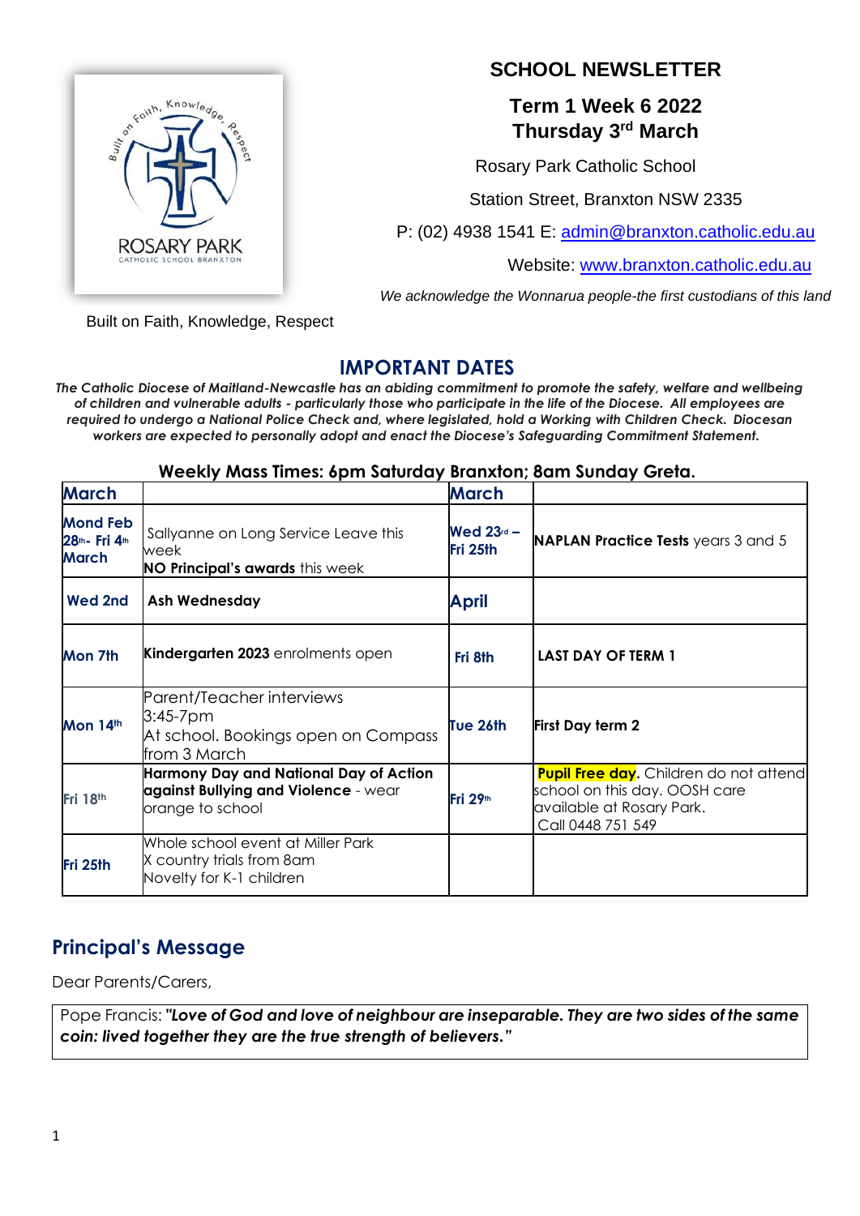# SCHOOL NEWSLETTER

## Term 1 Week 6 2022
## Thursday 3rd March

Rosary Park Catholic School

Station Street, Branxton NSW 2335

P: (02) 4938 1541 E: admin@branxton.catholic.edu.au

Website: www.branxton.catholic.edu.au

*We acknowledge the Wonnarua people-the first custodians of this land*

Built on Faith, Knowledge, Respect

## IMPORTANT DATES

***The Catholic Diocese of Maitland-Newcastle has an abiding commitment to promote the safety, welfare and wellbeing of children and vulnerable adults - particularly those who participate in the life of the Diocese. All employees are required to undergo a National Police Check and, where legislated, hold a Working with Children Check. Diocesan workers are expected to personally adopt and enact the Diocese's Safeguarding Commitment Statement.***

**Weekly Mass Times: 6pm Saturday Branxton; 8am Sunday Greta.**

| March | | March | |
|---|---|---|---|
| **Mond Feb 28th- Fri 4th March** | Sallyanne on Long Service Leave this week<br>**NO Principal's awards** this week | **Wed 23rd – Fri 25th** | **NAPLAN Practice Tests** years 3 and 5 |
| **Wed 2nd** | **Ash Wednesday** | **April** | |
| **Mon 7th** | **Kindergarten 2023** enrolments open | **Fri 8th** | **LAST DAY OF TERM 1** |
| **Mon 14th** | Parent/Teacher interviews<br>3:45-7pm<br>At school. Bookings open on Compass from 3 March | **Tue 26th** | **First Day term 2** |
| **Fri 18th** | **Harmony Day and National Day of Action against Bullying and Violence** - wear orange to school | **Fri 29th** | **Pupil Free day**. Children do not attend school on this day. OOSH care available at Rosary Park.<br>Call 0448 751 549 |
| **Fri 25th** | Whole school event at Miller Park<br>X country trials from 8am<br>Novelty for K-1 children | | |

## Principal's Message

Dear Parents/Carers,

Pope Francis: ***"Love of God and love of neighbour are inseparable. They are two sides of the same coin: lived together they are the true strength of believers."***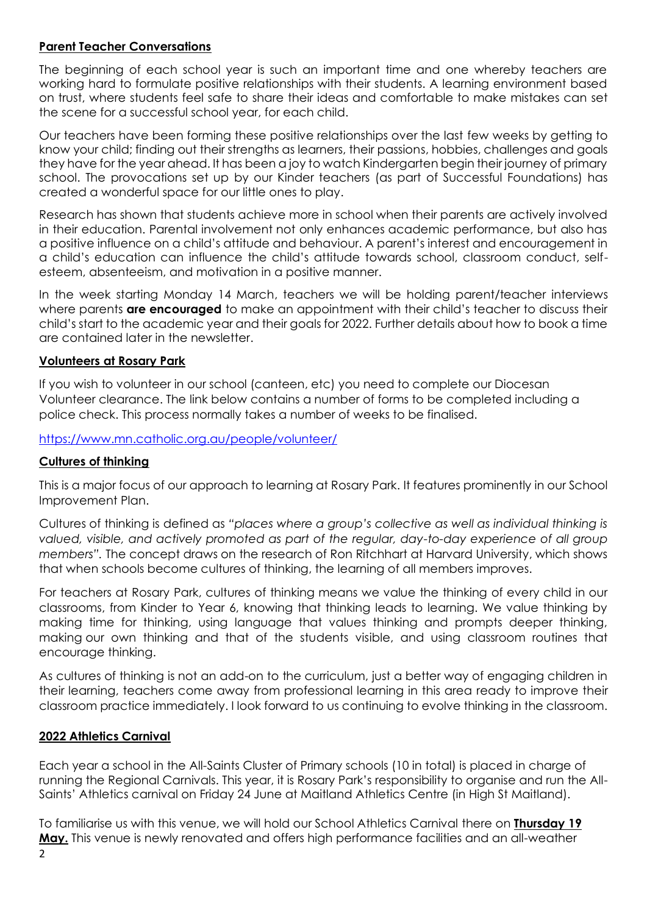## Parent Teacher Conversations

The beginning of each school year is such an important time and one whereby teachers are working hard to formulate positive relationships with their students. A learning environment based on trust, where students feel safe to share their ideas and comfortable to make mistakes can set the scene for a successful school year, for each child.

Our teachers have been forming these positive relationships over the last few weeks by getting to know your child; finding out their strengths as learners, their passions, hobbies, challenges and goals they have for the year ahead. It has been a joy to watch Kindergarten begin their journey of primary school. The provocations set up by our Kinder teachers (as part of Successful Foundations) has created a wonderful space for our little ones to play.

Research has shown that students achieve more in school when their parents are actively involved in their education. Parental involvement not only enhances academic performance, but also has a positive influence on a child's attitude and behaviour. A parent's interest and encouragement in a child's education can influence the child's attitude towards school, classroom conduct, self-esteem, absenteeism, and motivation in a positive manner.

In the week starting Monday 14 March, teachers we will be holding parent/teacher interviews where parents **are encouraged** to make an appointment with their child's teacher to discuss their child's start to the academic year and their goals for 2022. Further details about how to book a time are contained later in the newsletter.

## Volunteers at Rosary Park

If you wish to volunteer in our school (canteen, etc) you need to complete our Diocesan Volunteer clearance. The link below contains a number of forms to be completed including a police check. This process normally takes a number of weeks to be finalised.

https://www.mn.catholic.org.au/people/volunteer/

## Cultures of thinking

This is a major focus of our approach to learning at Rosary Park. It features prominently in our School Improvement Plan.

Cultures of thinking is defined as *"places where a group's collective as well as individual thinking is valued, visible, and actively promoted as part of the regular, day-to-day experience of all group members".* The concept draws on the research of Ron Ritchhart at Harvard University, which shows that when schools become cultures of thinking, the learning of all members improves.

For teachers at Rosary Park, cultures of thinking means we value the thinking of every child in our classrooms, from Kinder to Year 6, knowing that thinking leads to learning. We value thinking by making time for thinking, using language that values thinking and prompts deeper thinking, making our own thinking and that of the students visible, and using classroom routines that encourage thinking.

As cultures of thinking is not an add-on to the curriculum, just a better way of engaging children in their learning, teachers come away from professional learning in this area ready to improve their classroom practice immediately. I look forward to us continuing to evolve thinking in the classroom.

## 2022 Athletics Carnival

Each year a school in the All-Saints Cluster of Primary schools (10 in total) is placed in charge of running the Regional Carnivals. This year, it is Rosary Park's responsibility to organise and run the All-Saints' Athletics carnival on Friday 24 June at Maitland Athletics Centre (in High St Maitland).

To familiarise us with this venue, we will hold our School Athletics Carnival there on **Thursday 19 May.** This venue is newly renovated and offers high performance facilities and an all-weather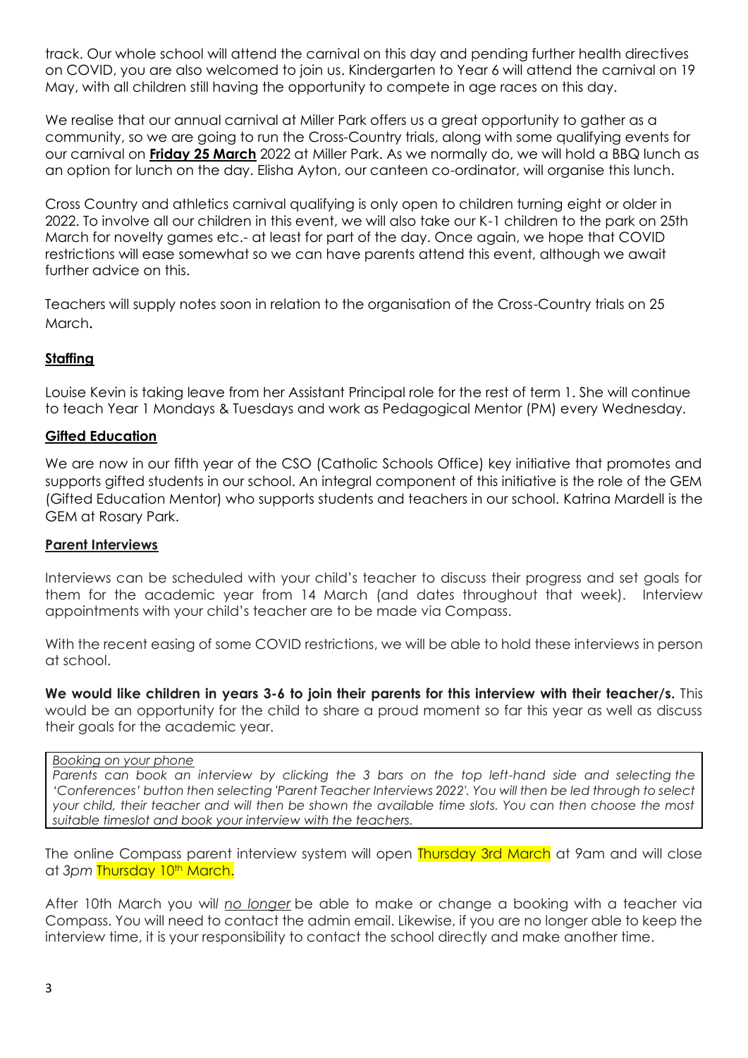track. Our whole school will attend the carnival on this day and pending further health directives on COVID, you are also welcomed to join us. Kindergarten to Year 6 will attend the carnival on 19 May, with all children still having the opportunity to compete in age races on this day.

We realise that our annual carnival at Miller Park offers us a great opportunity to gather as a community, so we are going to run the Cross-Country trials, along with some qualifying events for our carnival on **Friday 25 March** 2022 at Miller Park. As we normally do, we will hold a BBQ lunch as an option for lunch on the day. Elisha Ayton, our canteen co-ordinator, will organise this lunch.

Cross Country and athletics carnival qualifying is only open to children turning eight or older in 2022. To involve all our children in this event, we will also take our K-1 children to the park on 25th March for novelty games etc.- at least for part of the day. Once again, we hope that COVID restrictions will ease somewhat so we can have parents attend this event, although we await further advice on this.

Teachers will supply notes soon in relation to the organisation of the Cross-Country trials on 25 March.

## Staffing

Louise Kevin is taking leave from her Assistant Principal role for the rest of term 1. She will continue to teach Year 1 Mondays & Tuesdays and work as Pedagogical Mentor (PM) every Wednesday.

## Gifted Education

We are now in our fifth year of the CSO (Catholic Schools Office) key initiative that promotes and supports gifted students in our school. An integral component of this initiative is the role of the GEM (Gifted Education Mentor) who supports students and teachers in our school. Katrina Mardell is the GEM at Rosary Park.

## Parent Interviews

Interviews can be scheduled with your child's teacher to discuss their progress and set goals for them for the academic year from 14 March (and dates throughout that week). Interview appointments with your child's teacher are to be made via Compass.

With the recent easing of some COVID restrictions, we will be able to hold these interviews in person at school.

**We would like children in years 3-6 to join their parents for this interview with their teacher/s.** This would be an opportunity for the child to share a proud moment so far this year as well as discuss their goals for the academic year.

> *Booking on your phone*
> *Parents can book an interview by clicking the 3 bars on the top left-hand side and selecting the 'Conferences' button then selecting 'Parent Teacher Interviews 2022'. You will then be led through to select your child, their teacher and will then be shown the available time slots. You can then choose the most suitable timeslot and book your interview with the teachers.*

The online Compass parent interview system will open Thursday 3rd March at 9am and will close at *3pm* Thursday 10th March.

After 10th March you will *no longer* be able to make or change a booking with a teacher via Compass. You will need to contact the admin email. Likewise, if you are no longer able to keep the interview time, it is your responsibility to contact the school directly and make another time.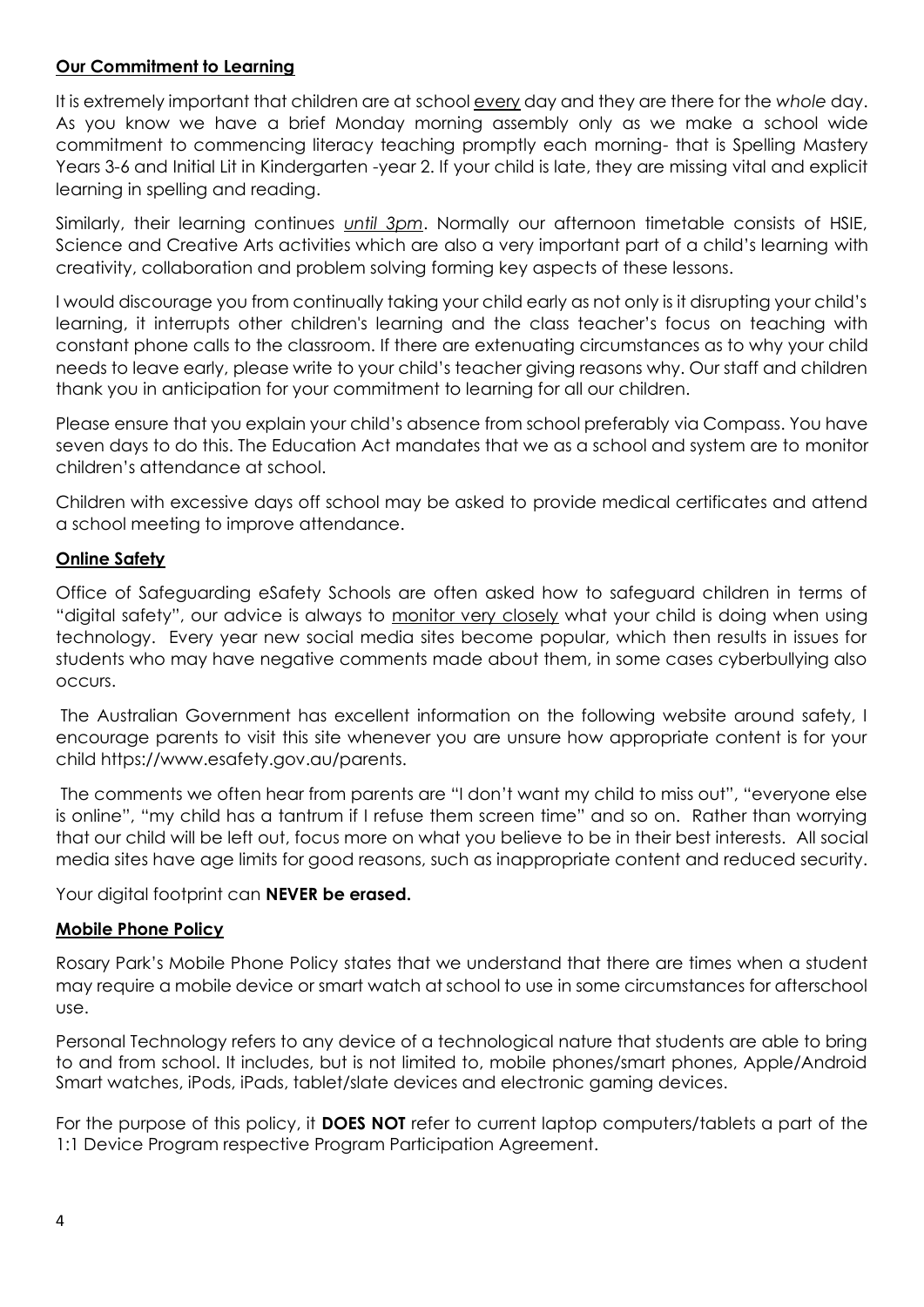## Our Commitment to Learning

It is extremely important that children are at school every day and they are there for the *whole* day. As you know we have a brief Monday morning assembly only as we make a school wide commitment to commencing literacy teaching promptly each morning- that is Spelling Mastery Years 3-6 and Initial Lit in Kindergarten -year 2. If your child is late, they are missing vital and explicit learning in spelling and reading.

Similarly, their learning continues *until 3pm*. Normally our afternoon timetable consists of HSIE, Science and Creative Arts activities which are also a very important part of a child's learning with creativity, collaboration and problem solving forming key aspects of these lessons.

I would discourage you from continually taking your child early as not only is it disrupting your child's learning, it interrupts other children's learning and the class teacher's focus on teaching with constant phone calls to the classroom. If there are extenuating circumstances as to why your child needs to leave early, please write to your child's teacher giving reasons why. Our staff and children thank you in anticipation for your commitment to learning for all our children.

Please ensure that you explain your child's absence from school preferably via Compass. You have seven days to do this. The Education Act mandates that we as a school and system are to monitor children's attendance at school.

Children with excessive days off school may be asked to provide medical certificates and attend a school meeting to improve attendance.

## Online Safety

Office of Safeguarding eSafety Schools are often asked how to safeguard children in terms of "digital safety", our advice is always to monitor very closely what your child is doing when using technology. Every year new social media sites become popular, which then results in issues for students who may have negative comments made about them, in some cases cyberbullying also occurs.

The Australian Government has excellent information on the following website around safety, I encourage parents to visit this site whenever you are unsure how appropriate content is for your child https://www.esafety.gov.au/parents.

The comments we often hear from parents are "I don't want my child to miss out", "everyone else is online", "my child has a tantrum if I refuse them screen time" and so on. Rather than worrying that our child will be left out, focus more on what you believe to be in their best interests. All social media sites have age limits for good reasons, such as inappropriate content and reduced security.

Your digital footprint can **NEVER be erased.**

## Mobile Phone Policy

Rosary Park's Mobile Phone Policy states that we understand that there are times when a student may require a mobile device or smart watch at school to use in some circumstances for afterschool use.

Personal Technology refers to any device of a technological nature that students are able to bring to and from school. It includes, but is not limited to, mobile phones/smart phones, Apple/Android Smart watches, iPods, iPads, tablet/slate devices and electronic gaming devices.

For the purpose of this policy, it **DOES NOT** refer to current laptop computers/tablets a part of the 1:1 Device Program respective Program Participation Agreement.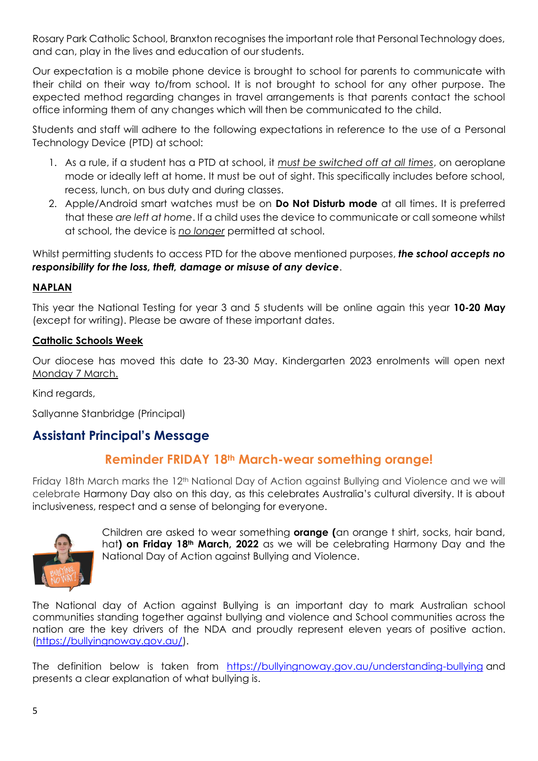Rosary Park Catholic School, Branxton recognises the important role that Personal Technology does, and can, play in the lives and education of our students.

Our expectation is a mobile phone device is brought to school for parents to communicate with their child on their way to/from school. It is not brought to school for any other purpose. The expected method regarding changes in travel arrangements is that parents contact the school office informing them of any changes which will then be communicated to the child.

Students and staff will adhere to the following expectations in reference to the use of a Personal Technology Device (PTD) at school:

1. As a rule, if a student has a PTD at school, it *must be switched off at all times*, on aeroplane mode or ideally left at home. It must be out of sight. This specifically includes before school, recess, lunch, on bus duty and during classes.
2. Apple/Android smart watches must be on **Do Not Disturb mode** at all times. It is preferred that these *are left at home*. If a child uses the device to communicate or call someone whilst at school, the device is *no longer* permitted at school.

Whilst permitting students to access PTD for the above mentioned purposes, ***the school accepts no responsibility for the loss, theft, damage or misuse of any device***.

**NAPLAN**

This year the National Testing for year 3 and 5 students will be online again this year **10-20 May** (except for writing). Please be aware of these important dates.

**Catholic Schools Week**

Our diocese has moved this date to 23-30 May. Kindergarten 2023 enrolments will open next Monday 7 March.

Kind regards,

Sallyanne Stanbridge (Principal)

## Assistant Principal's Message

### Reminder FRIDAY 18th March-wear something orange!

Friday 18th March marks the 12th National Day of Action against Bullying and Violence and we will celebrate Harmony Day also on this day, as this celebrates Australia's cultural diversity. It is about inclusiveness, respect and a sense of belonging for everyone.

Children are asked to wear something **orange (**an orange t shirt, socks, hair band, hat**) on Friday 18th March, 2022** as we will be celebrating Harmony Day and the National Day of Action against Bullying and Violence.

The National day of Action against Bullying is an important day to mark Australian school communities standing together against bullying and violence and School communities across the nation are the key drivers of the NDA and proudly represent eleven years of positive action. (https://bullyingnoway.gov.au/).

The definition below is taken from https://bullyingnoway.gov.au/understanding-bullying and presents a clear explanation of what bullying is.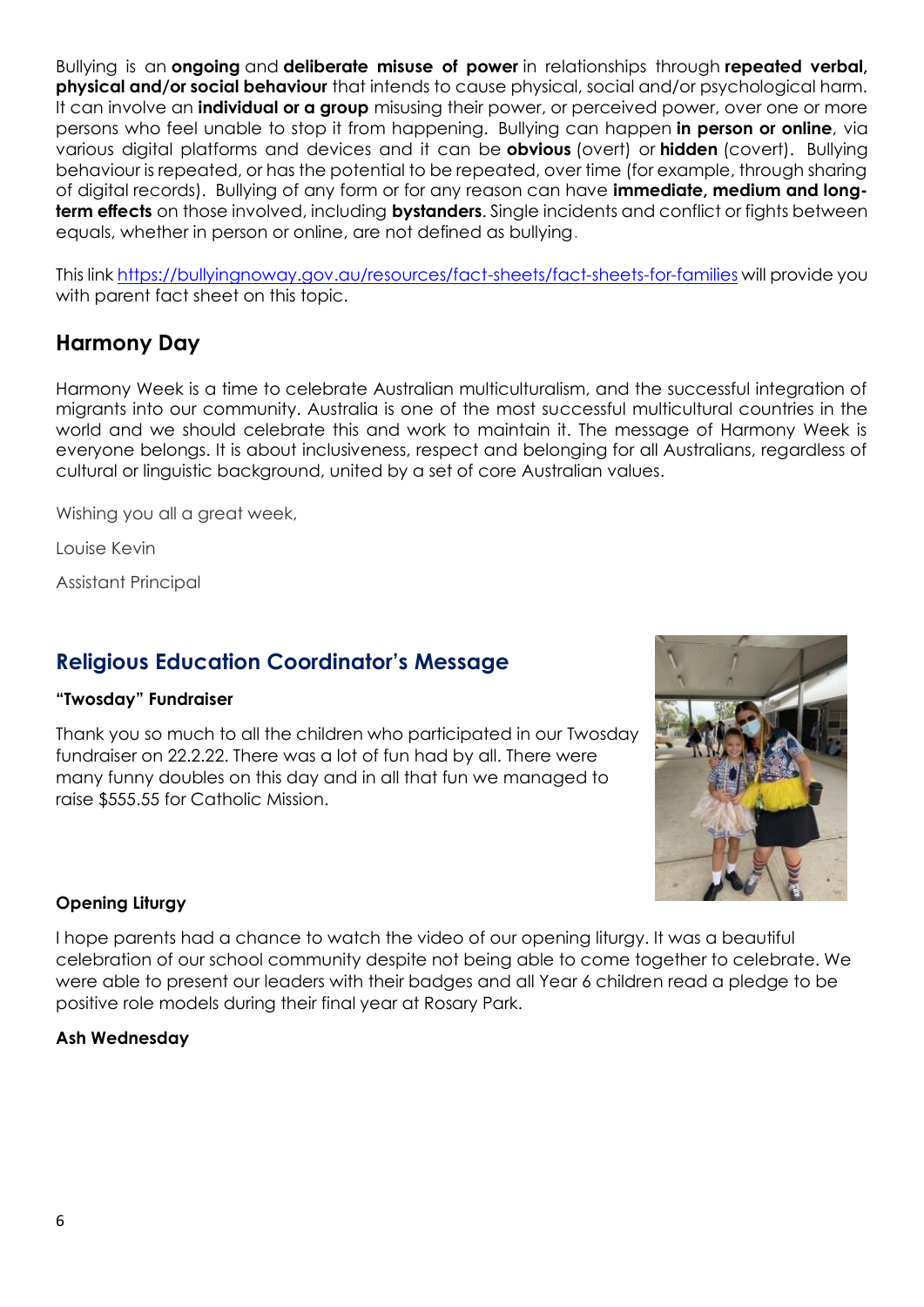Bullying is an **ongoing** and **deliberate misuse of power** in relationships through **repeated verbal, physical and/or social behaviour** that intends to cause physical, social and/or psychological harm. It can involve an **individual or a group** misusing their power, or perceived power, over one or more persons who feel unable to stop it from happening. Bullying can happen **in person or online**, via various digital platforms and devices and it can be **obvious** (overt) or **hidden** (covert). Bullying behaviour is repeated, or has the potential to be repeated, over time (for example, through sharing of digital records). Bullying of any form or for any reason can have **immediate, medium and long-term effects** on those involved, including **bystanders**. Single incidents and conflict or fights between equals, whether in person or online, are not defined as bullying.

This link https://bullyingnoway.gov.au/resources/fact-sheets/fact-sheets-for-families will provide you with parent fact sheet on this topic.

## Harmony Day

Harmony Week is a time to celebrate Australian multiculturalism, and the successful integration of migrants into our community. Australia is one of the most successful multicultural countries in the world and we should celebrate this and work to maintain it. The message of Harmony Week is everyone belongs. It is about inclusiveness, respect and belonging for all Australians, regardless of cultural or linguistic background, united by a set of core Australian values.

Wishing you all a great week,

Louise Kevin

Assistant Principal

## Religious Education Coordinator's Message

**"Twosday" Fundraiser**

Thank you so much to all the children who participated in our Twosday fundraiser on 22.2.22. There was a lot of fun had by all. There were many funny doubles on this day and in all that fun we managed to raise $555.55 for Catholic Mission.

**Opening Liturgy**

I hope parents had a chance to watch the video of our opening liturgy. It was a beautiful celebration of our school community despite not being able to come together to celebrate. We were able to present our leaders with their badges and all Year 6 children read a pledge to be positive role models during their final year at Rosary Park.

**Ash Wednesday**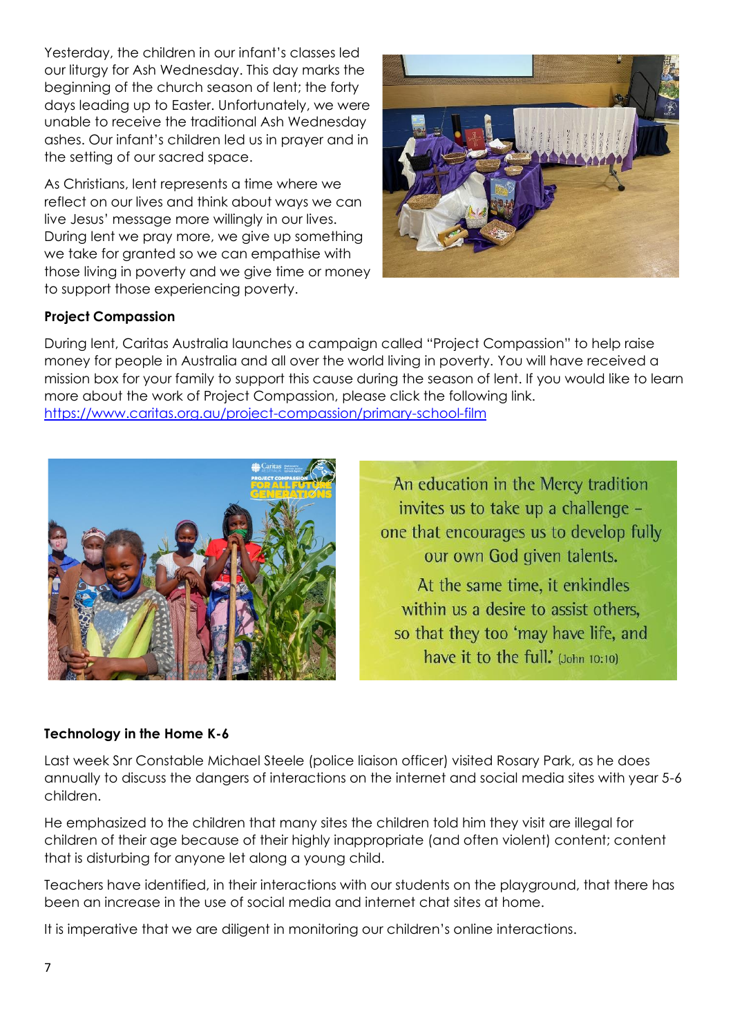Yesterday, the children in our infant's classes led our liturgy for Ash Wednesday. This day marks the beginning of the church season of lent; the forty days leading up to Easter. Unfortunately, we were unable to receive the traditional Ash Wednesday ashes. Our infant's children led us in prayer and in the setting of our sacred space.

As Christians, lent represents a time where we reflect on our lives and think about ways we can live Jesus' message more willingly in our lives. During lent we pray more, we give up something we take for granted so we can empathise with those living in poverty and we give time or money to support those experiencing poverty.

**Project Compassion**

During lent, Caritas Australia launches a campaign called "Project Compassion" to help raise money for people in Australia and all over the world living in poverty. You will have received a mission box for your family to support this cause during the season of lent. If you would like to learn more about the work of Project Compassion, please click the following link.
https://www.caritas.org.au/project-compassion/primary-school-film

An education in the Mercy tradition invites us to take up a challenge – one that encourages us to develop fully our own God given talents.

At the same time, it enkindles within us a desire to assist others, so that they too 'may have life, and have it to the full.' (John 10:10)

**Technology in the Home K-6**

Last week Snr Constable Michael Steele (police liaison officer) visited Rosary Park, as he does annually to discuss the dangers of interactions on the internet and social media sites with year 5-6 children.

He emphasized to the children that many sites the children told him they visit are illegal for children of their age because of their highly inappropriate (and often violent) content; content that is disturbing for anyone let along a young child.

Teachers have identified, in their interactions with our students on the playground, that there has been an increase in the use of social media and internet chat sites at home.

It is imperative that we are diligent in monitoring our children's online interactions.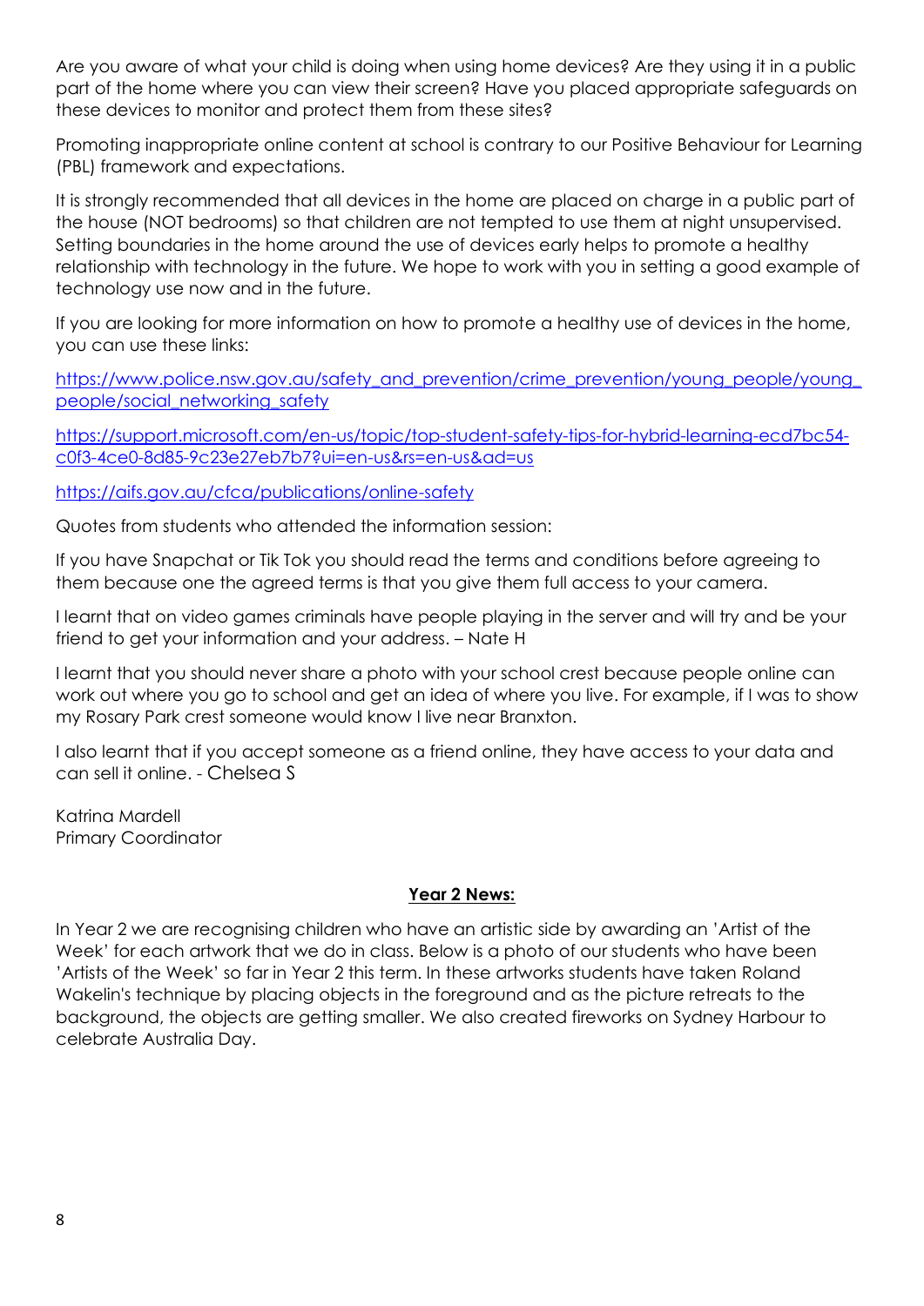Are you aware of what your child is doing when using home devices? Are they using it in a public part of the home where you can view their screen? Have you placed appropriate safeguards on these devices to monitor and protect them from these sites?

Promoting inappropriate online content at school is contrary to our Positive Behaviour for Learning (PBL) framework and expectations.

It is strongly recommended that all devices in the home are placed on charge in a public part of the house (NOT bedrooms) so that children are not tempted to use them at night unsupervised. Setting boundaries in the home around the use of devices early helps to promote a healthy relationship with technology in the future. We hope to work with you in setting a good example of technology use now and in the future.

If you are looking for more information on how to promote a healthy use of devices in the home, you can use these links:

[https://www.police.nsw.gov.au/safety_and_prevention/crime_prevention/young_people/young_people/social_networking_safety](https://www.police.nsw.gov.au/safety_and_prevention/crime_prevention/young_people/young_people/social_networking_safety)

[https://support.microsoft.com/en-us/topic/top-student-safety-tips-for-hybrid-learning-ecd7bc54-c0f3-4ce0-8d85-9c23e27eb7b7?ui=en-us&rs=en-us&ad=us](https://support.microsoft.com/en-us/topic/top-student-safety-tips-for-hybrid-learning-ecd7bc54-c0f3-4ce0-8d85-9c23e27eb7b7?ui=en-us&rs=en-us&ad=us)

[https://aifs.gov.au/cfca/publications/online-safety](https://aifs.gov.au/cfca/publications/online-safety)

Quotes from students who attended the information session:

If you have Snapchat or Tik Tok you should read the terms and conditions before agreeing to them because one the agreed terms is that you give them full access to your camera.

I learnt that on video games criminals have people playing in the server and will try and be your friend to get your information and your address. – Nate H

I learnt that you should never share a photo with your school crest because people online can work out where you go to school and get an idea of where you live. For example, if I was to show my Rosary Park crest someone would know I live near Branxton.

I also learnt that if you accept someone as a friend online, they have access to your data and can sell it online. - Chelsea S

Katrina Mardell
Primary Coordinator

## Year 2 News:

In Year 2 we are recognising children who have an artistic side by awarding an 'Artist of the Week' for each artwork that we do in class. Below is a photo of our students who have been 'Artists of the Week' so far in Year 2 this term. In these artworks students have taken Roland Wakelin's technique by placing objects in the foreground and as the picture retreats to the background, the objects are getting smaller. We also created fireworks on Sydney Harbour to celebrate Australia Day.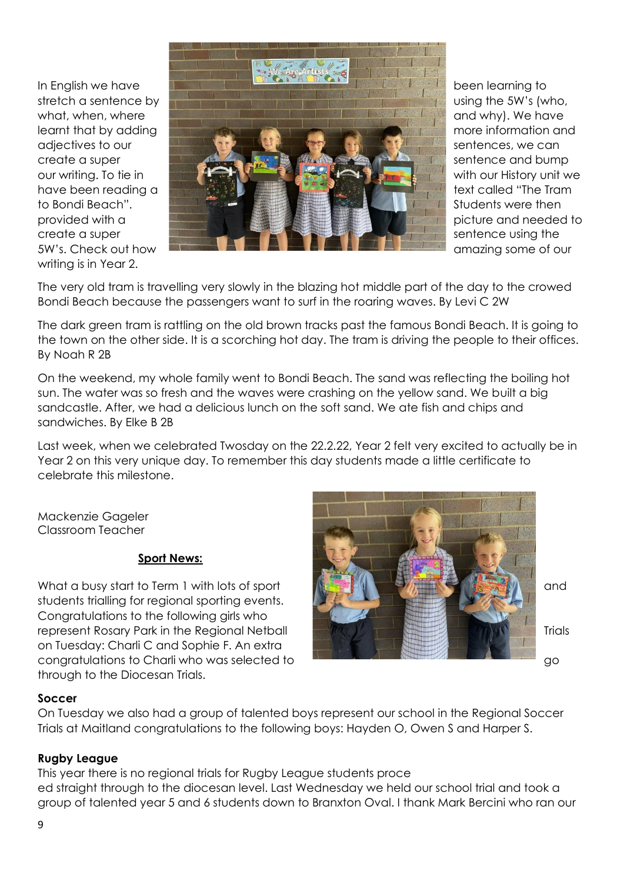In English we have been learning to stretch a sentence by using the 5W's (who, what, when, where and why). We have learnt that by adding more information and adjectives to our sentences, we can create a super sentence and bump our writing. To tie in with our History unit we have been reading a text called "The Tram to Bondi Beach". Students were then provided with a picture and needed to create a super sentence using the 5W's. Check out how amazing some of our writing is in Year 2.

The very old tram is travelling very slowly in the blazing hot middle part of the day to the crowed Bondi Beach because the passengers want to surf in the roaring waves. By Levi C 2W

The dark green tram is rattling on the old brown tracks past the famous Bondi Beach. It is going to the town on the other side. It is a scorching hot day. The tram is driving the people to their offices. By Noah R 2B

On the weekend, my whole family went to Bondi Beach. The sand was reflecting the boiling hot sun. The water was so fresh and the waves were crashing on the yellow sand. We built a big sandcastle. After, we had a delicious lunch on the soft sand. We ate fish and chips and sandwiches. By Elke B 2B

Last week, when we celebrated Twosday on the 22.2.22, Year 2 felt very excited to actually be in Year 2 on this very unique day. To remember this day students made a little certificate to celebrate this milestone.

Mackenzie Gageler
Classroom Teacher

**Sport News:**

What a busy start to Term 1 with lots of sport and students trialling for regional sporting events. Congratulations to the following girls who represent Rosary Park in the Regional Netball Trials on Tuesday: Charli C and Sophie F. An extra congratulations to Charli who was selected to go through to the Diocesan Trials.

**Soccer**

On Tuesday we also had a group of talented boys represent our school in the Regional Soccer Trials at Maitland congratulations to the following boys: Hayden O, Owen S and Harper S.

**Rugby League**

This year there is no regional trials for Rugby League students proce
ed straight through to the diocesan level. Last Wednesday we held our school trial and took a group of talented year 5 and 6 students down to Branxton Oval. I thank Mark Bercini who ran our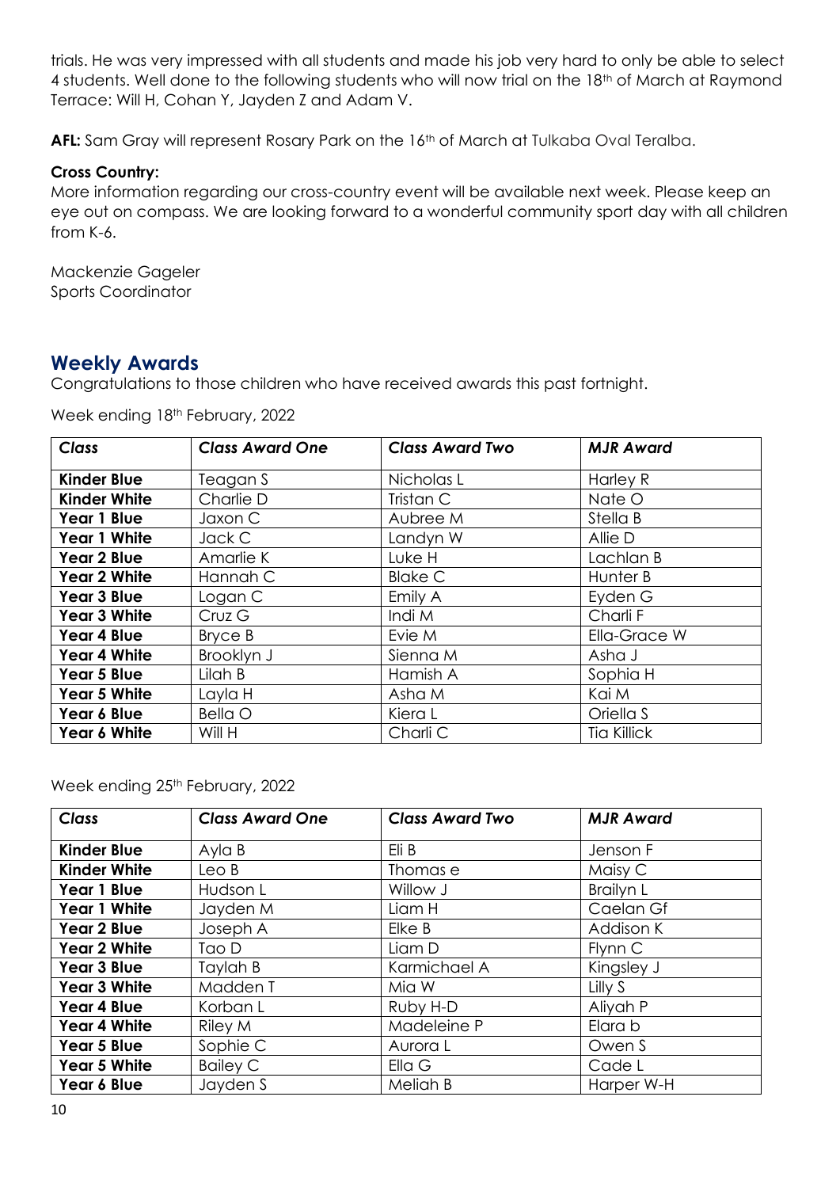trials. He was very impressed with all students and made his job very hard to only be able to select 4 students. Well done to the following students who will now trial on the 18th of March at Raymond Terrace: Will H, Cohan Y, Jayden Z and Adam V.

**AFL:** Sam Gray will represent Rosary Park on the 16th of March at Tulkaba Oval Teralba.

**Cross Country:**
More information regarding our cross-country event will be available next week. Please keep an eye out on compass. We are looking forward to a wonderful community sport day with all children from K-6.

Mackenzie Gageler
Sports Coordinator

## Weekly Awards

Congratulations to those children who have received awards this past fortnight.

Week ending 18th February, 2022

| *Class* | *Class Award One* | *Class Award Two* | *MJR Award* |
|---|---|---|---|
| **Kinder Blue** | Teagan S | Nicholas L | Harley R |
| **Kinder White** | Charlie D | Tristan C | Nate O |
| **Year 1 Blue** | Jaxon C | Aubree M | Stella B |
| **Year 1 White** | Jack C | Landyn W | Allie D |
| **Year 2 Blue** | Amarlie K | Luke H | Lachlan B |
| **Year 2 White** | Hannah C | Blake C | Hunter B |
| **Year 3 Blue** | Logan C | Emily A | Eyden G |
| **Year 3 White** | Cruz G | Indi M | Charli F |
| **Year 4 Blue** | Bryce B | Evie M | Ella-Grace W |
| **Year 4 White** | Brooklyn J | Sienna M | Asha J |
| **Year 5 Blue** | Lilah B | Hamish A | Sophia H |
| **Year 5 White** | Layla H | Asha M | Kai M |
| **Year 6 Blue** | Bella O | Kiera L | Oriella S |
| **Year 6 White** | Will H | Charli C | Tia Killick |

Week ending 25th February, 2022

| *Class* | *Class Award One* | *Class Award Two* | *MJR Award* |
|---|---|---|---|
| **Kinder Blue** | Ayla B | Eli B | Jenson F |
| **Kinder White** | Leo B | Thomas e | Maisy C |
| **Year 1 Blue** | Hudson L | Willow J | Brailyn L |
| **Year 1 White** | Jayden M | Liam H | Caelan Gf |
| **Year 2 Blue** | Joseph A | Elke B | Addison K |
| **Year 2 White** | Tao D | Liam D | Flynn C |
| **Year 3 Blue** | Taylah B | Karmichael A | Kingsley J |
| **Year 3 White** | Madden T | Mia W | Lilly S |
| **Year 4 Blue** | Korban L | Ruby H-D | Aliyah P |
| **Year 4 White** | Riley M | Madeleine P | Elara b |
| **Year 5 Blue** | Sophie C | Aurora L | Owen S |
| **Year 5 White** | Bailey C | Ella G | Cade L |
| **Year 6 Blue** | Jayden S | Meliah B | Harper W-H |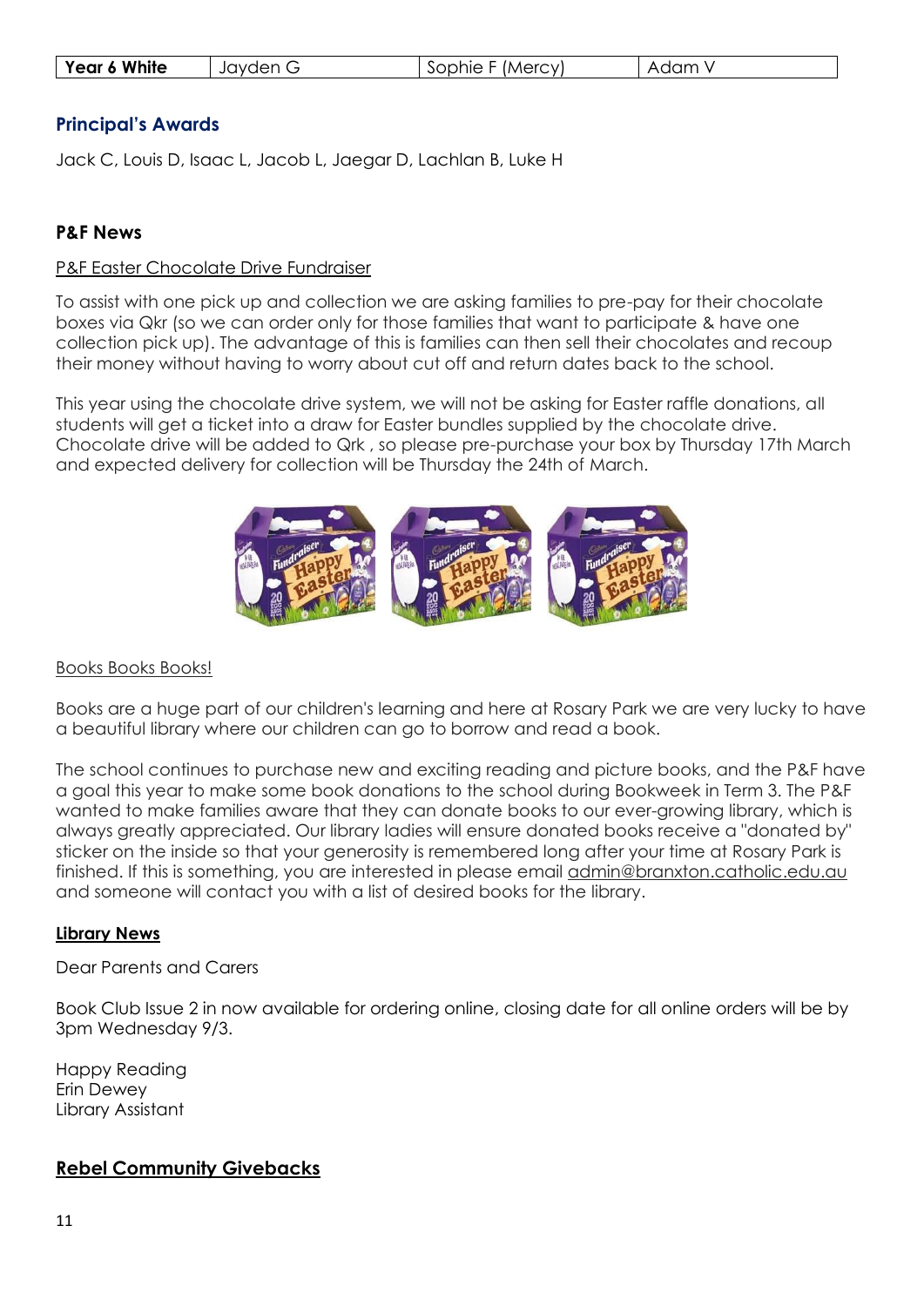| Year 6 White | Jayden G | Sophie F (Mercy) | Adam V |
| --- | --- | --- | --- |

## Principal's Awards

Jack C, Louis D, Isaac L, Jacob L, Jaegar D, Lachlan B, Luke H

## P&F News

P&F Easter Chocolate Drive Fundraiser

To assist with one pick up and collection we are asking families to pre-pay for their chocolate boxes via Qkr (so we can order only for those families that want to participate & have one collection pick up). The advantage of this is families can then sell their chocolates and recoup their money without having to worry about cut off and return dates back to the school.

This year using the chocolate drive system, we will not be asking for Easter raffle donations, all students will get a ticket into a draw for Easter bundles supplied by the chocolate drive. Chocolate drive will be added to Qrk , so please pre-purchase your box by Thursday 17th March and expected delivery for collection will be Thursday the 24th of March.

Books Books Books!

Books are a huge part of our children's learning and here at Rosary Park we are very lucky to have a beautiful library where our children can go to borrow and read a book.

The school continues to purchase new and exciting reading and picture books, and the P&F have a goal this year to make some book donations to the school during Bookweek in Term 3. The P&F wanted to make families aware that they can donate books to our ever-growing library, which is always greatly appreciated. Our library ladies will ensure donated books receive a "donated by" sticker on the inside so that your generosity is remembered long after your time at Rosary Park is finished. If this is something, you are interested in please email admin@branxton.catholic.edu.au and someone will contact you with a list of desired books for the library.

## Library News

Dear Parents and Carers

Book Club Issue 2 in now available for ordering online, closing date for all online orders will be by 3pm Wednesday 9/3.

Happy Reading
Erin Dewey
Library Assistant

## Rebel Community Givebacks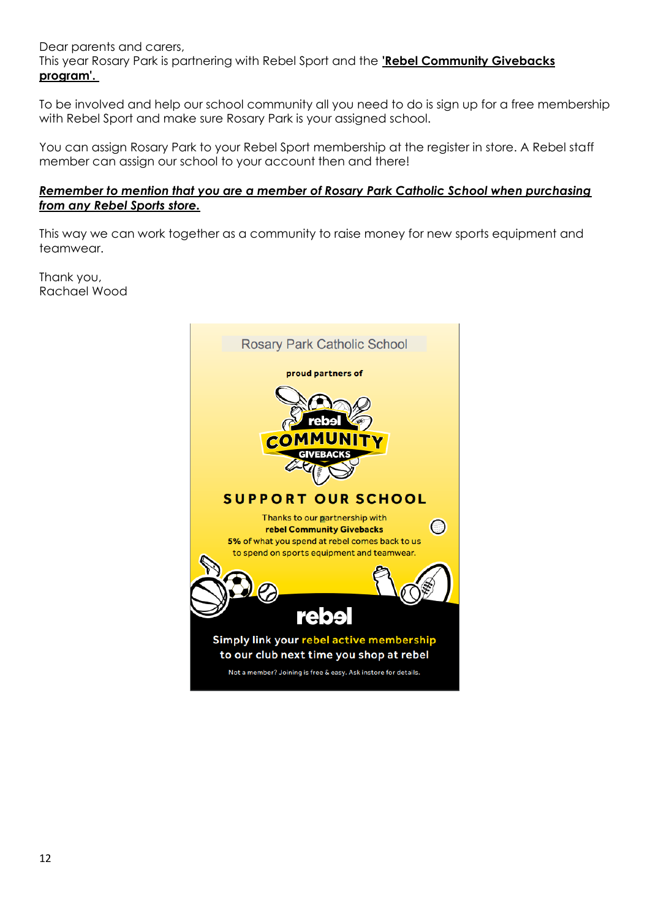Dear parents and carers,
This year Rosary Park is partnering with Rebel Sport and the **'Rebel Community Givebacks program'.**

To be involved and help our school community all you need to do is sign up for a free membership with Rebel Sport and make sure Rosary Park is your assigned school.

You can assign Rosary Park to your Rebel Sport membership at the register in store. A Rebel staff member can assign our school to your account then and there!

***Remember to mention that you are a member of Rosary Park Catholic School when purchasing from any Rebel Sports store.***

This way we can work together as a community to raise money for new sports equipment and teamwear.

Thank you,
Rachael Wood

Rosary Park Catholic School

proud partners of

rebel COMMUNITY GIVEBACKS

**SUPPORT OUR SCHOOL**

Thanks to our partnership with
**rebel Community Givebacks**
**5%** of what you spend at rebel comes back to us to spend on sports equipment and teamwear.

rebel

**Simply link your rebel active membership to our club next time you shop at rebel**

Not a member? Joining is free & easy. Ask instore for details.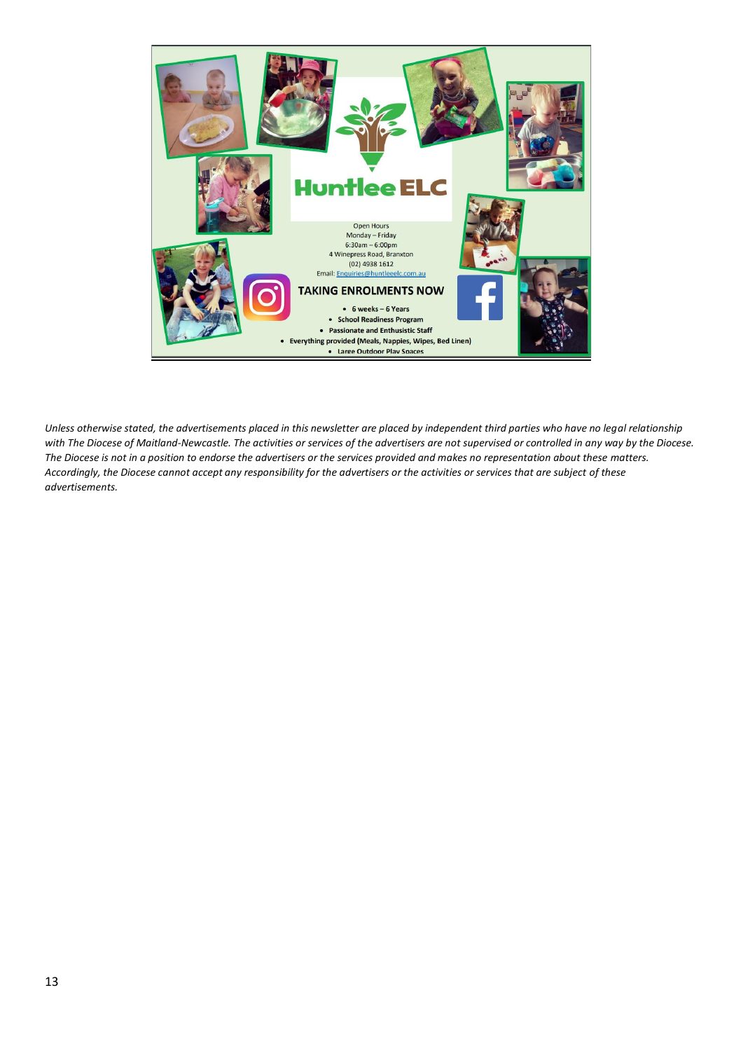# Huntlee ELC

Open Hours
Monday – Friday
6:30am – 6:00pm
4 Winepress Road, Branxton
(02) 4938 1612
Email: Enquiries@huntleeelc.com.au

## TAKING ENROLMENTS NOW

- **6 weeks – 6 Years**
- **School Readiness Program**
- **Passionate and Enthusiastic Staff**
- **Everything provided (Meals, Nappies, Wipes, Bed Linen)**
- **Large Outdoor Play Spaces**

*Unless otherwise stated, the advertisements placed in this newsletter are placed by independent third parties who have no legal relationship with The Diocese of Maitland-Newcastle. The activities or services of the advertisers are not supervised or controlled in any way by the Diocese. The Diocese is not in a position to endorse the advertisers or the services provided and makes no representation about these matters. Accordingly, the Diocese cannot accept any responsibility for the advertisers or the activities or services that are subject of these advertisements.*